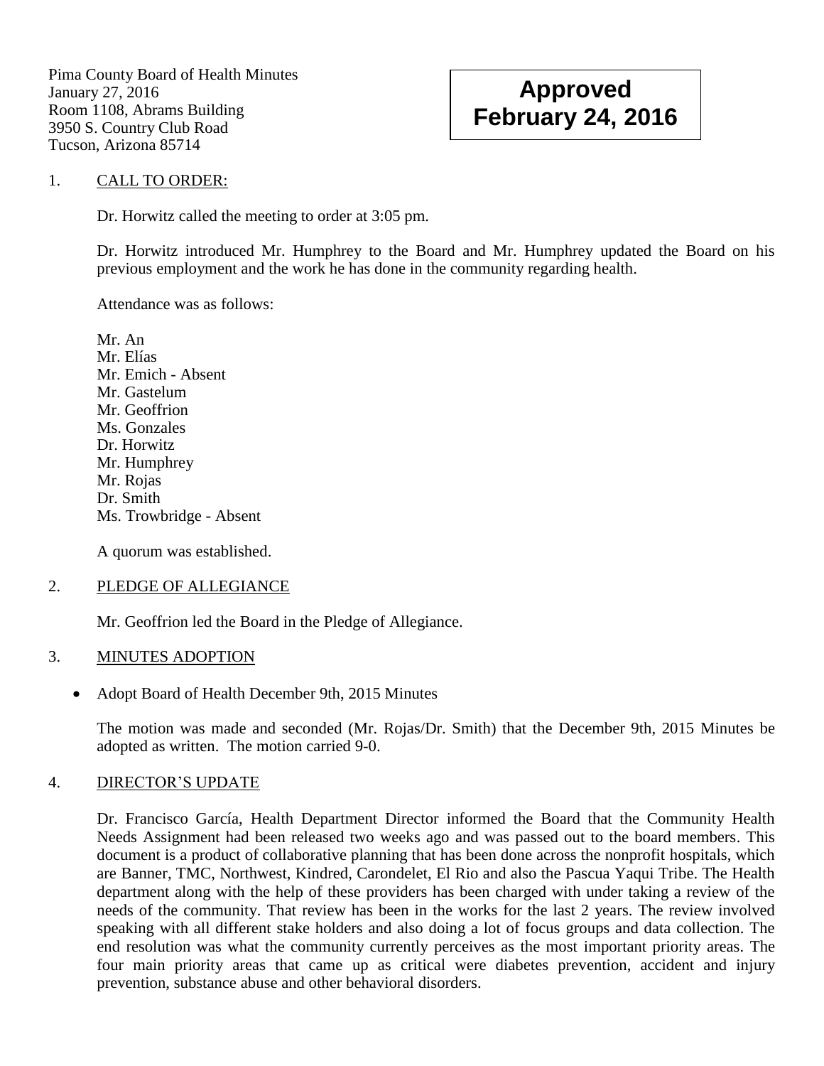Pima County Board of Health Minutes
January 27, 2016
Room 1108, Abrams Building
3950 S. Country Club Road
Tucson, Arizona 85714

**Approved February 24, 2016**

1. CALL TO ORDER:

Dr. Horwitz called the meeting to order at 3:05 pm.

Dr. Horwitz introduced Mr. Humphrey to the Board and Mr. Humphrey updated the Board on his previous employment and the work he has done in the community regarding health.

Attendance was as follows:

Mr. An
Mr. Elías
Mr. Emich - Absent
Mr. Gastelum
Mr. Geoffrion
Ms. Gonzales
Dr. Horwitz
Mr. Humphrey
Mr. Rojas
Dr. Smith
Ms. Trowbridge - Absent

A quorum was established.

2. PLEDGE OF ALLEGIANCE

Mr. Geoffrion led the Board in the Pledge of Allegiance.

3. MINUTES ADOPTION

- Adopt Board of Health December 9th, 2015 Minutes

The motion was made and seconded (Mr. Rojas/Dr. Smith) that the December 9th, 2015 Minutes be adopted as written. The motion carried 9-0.

4. DIRECTOR'S UPDATE

Dr. Francisco García, Health Department Director informed the Board that the Community Health Needs Assignment had been released two weeks ago and was passed out to the board members. This document is a product of collaborative planning that has been done across the nonprofit hospitals, which are Banner, TMC, Northwest, Kindred, Carondelet, El Rio and also the Pascua Yaqui Tribe. The Health department along with the help of these providers has been charged with under taking a review of the needs of the community. That review has been in the works for the last 2 years. The review involved speaking with all different stake holders and also doing a lot of focus groups and data collection. The end resolution was what the community currently perceives as the most important priority areas. The four main priority areas that came up as critical were diabetes prevention, accident and injury prevention, substance abuse and other behavioral disorders.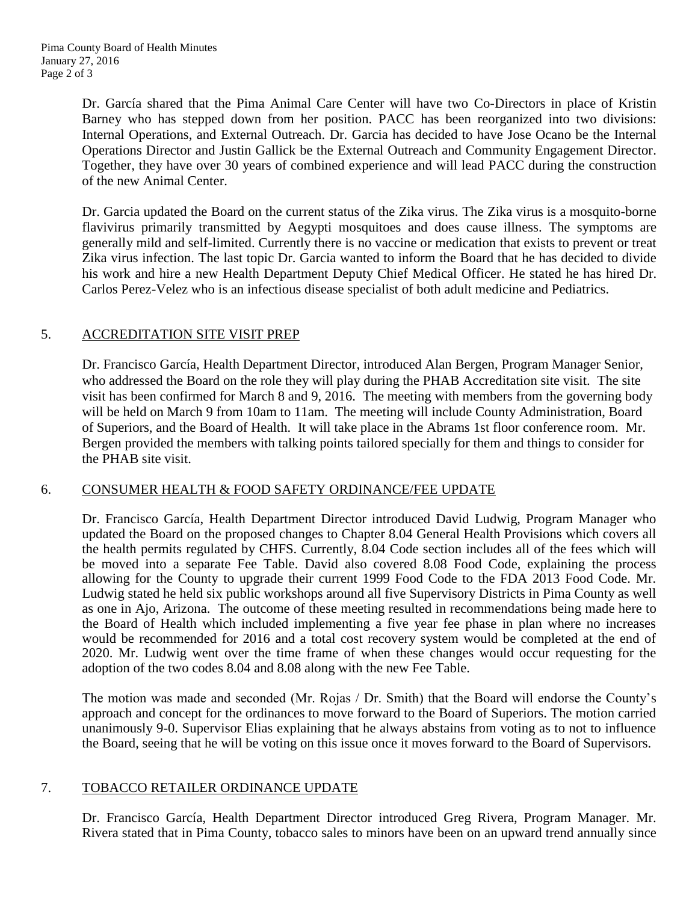Dr. García shared that the Pima Animal Care Center will have two Co-Directors in place of Kristin Barney who has stepped down from her position. PACC has been reorganized into two divisions: Internal Operations, and External Outreach. Dr. Garcia has decided to have Jose Ocano be the Internal Operations Director and Justin Gallick be the External Outreach and Community Engagement Director. Together, they have over 30 years of combined experience and will lead PACC during the construction of the new Animal Center.

Dr. Garcia updated the Board on the current status of the Zika virus. The Zika virus is a mosquito-borne flavivirus primarily transmitted by Aegypti mosquitoes and does cause illness. The symptoms are generally mild and self-limited. Currently there is no vaccine or medication that exists to prevent or treat Zika virus infection. The last topic Dr. Garcia wanted to inform the Board that he has decided to divide his work and hire a new Health Department Deputy Chief Medical Officer. He stated he has hired Dr. Carlos Perez-Velez who is an infectious disease specialist of both adult medicine and Pediatrics.

## 5. ACCREDITATION SITE VISIT PREP

Dr. Francisco García, Health Department Director, introduced Alan Bergen, Program Manager Senior, who addressed the Board on the role they will play during the PHAB Accreditation site visit. The site visit has been confirmed for March 8 and 9, 2016. The meeting with members from the governing body will be held on March 9 from 10am to 11am. The meeting will include County Administration, Board of Superiors, and the Board of Health. It will take place in the Abrams 1st floor conference room. Mr. Bergen provided the members with talking points tailored specially for them and things to consider for the PHAB site visit.

## 6. CONSUMER HEALTH & FOOD SAFETY ORDINANCE/FEE UPDATE

Dr. Francisco García, Health Department Director introduced David Ludwig, Program Manager who updated the Board on the proposed changes to Chapter 8.04 General Health Provisions which covers all the health permits regulated by CHFS. Currently, 8.04 Code section includes all of the fees which will be moved into a separate Fee Table. David also covered 8.08 Food Code, explaining the process allowing for the County to upgrade their current 1999 Food Code to the FDA 2013 Food Code. Mr. Ludwig stated he held six public workshops around all five Supervisory Districts in Pima County as well as one in Ajo, Arizona. The outcome of these meeting resulted in recommendations being made here to the Board of Health which included implementing a five year fee phase in plan where no increases would be recommended for 2016 and a total cost recovery system would be completed at the end of 2020. Mr. Ludwig went over the time frame of when these changes would occur requesting for the adoption of the two codes 8.04 and 8.08 along with the new Fee Table.

The motion was made and seconded (Mr. Rojas / Dr. Smith) that the Board will endorse the County's approach and concept for the ordinances to move forward to the Board of Superiors. The motion carried unanimously 9-0. Supervisor Elias explaining that he always abstains from voting as to not to influence the Board, seeing that he will be voting on this issue once it moves forward to the Board of Supervisors.

## 7. TOBACCO RETAILER ORDINANCE UPDATE

Dr. Francisco García, Health Department Director introduced Greg Rivera, Program Manager. Mr. Rivera stated that in Pima County, tobacco sales to minors have been on an upward trend annually since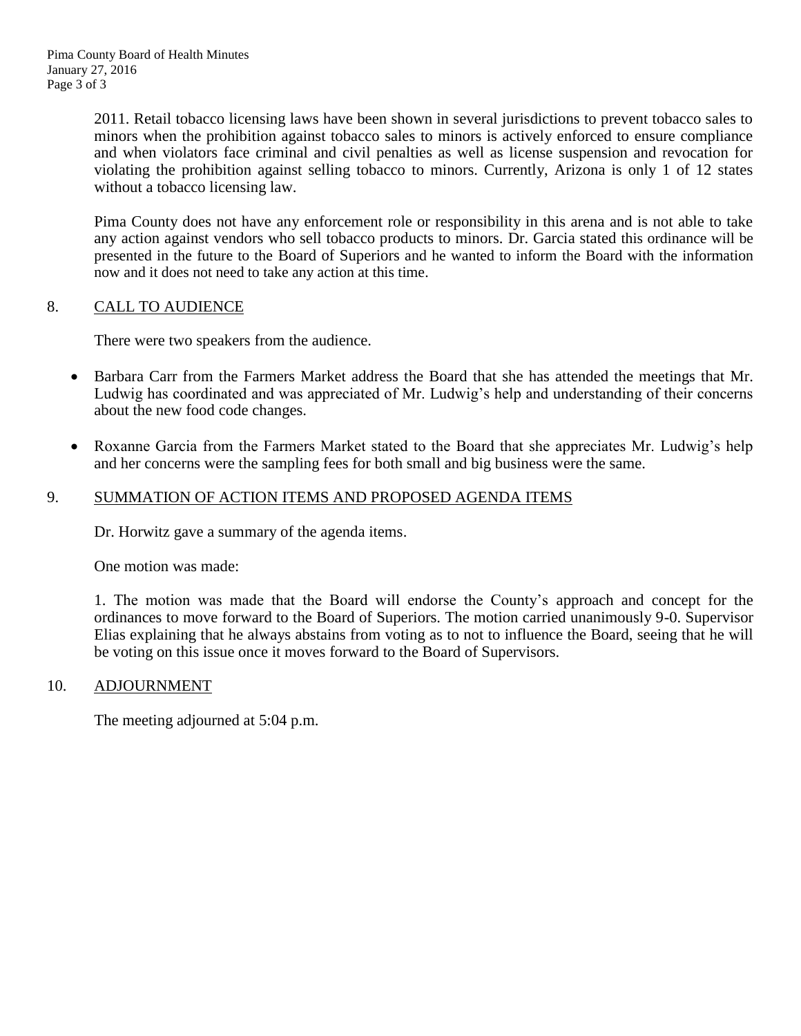2011. Retail tobacco licensing laws have been shown in several jurisdictions to prevent tobacco sales to minors when the prohibition against tobacco sales to minors is actively enforced to ensure compliance and when violators face criminal and civil penalties as well as license suspension and revocation for violating the prohibition against selling tobacco to minors. Currently, Arizona is only 1 of 12 states without a tobacco licensing law.

Pima County does not have any enforcement role or responsibility in this arena and is not able to take any action against vendors who sell tobacco products to minors. Dr. Garcia stated this ordinance will be presented in the future to the Board of Superiors and he wanted to inform the Board with the information now and it does not need to take any action at this time.

## 8. CALL TO AUDIENCE

There were two speakers from the audience.

- Barbara Carr from the Farmers Market address the Board that she has attended the meetings that Mr. Ludwig has coordinated and was appreciated of Mr. Ludwig's help and understanding of their concerns about the new food code changes.
- Roxanne Garcia from the Farmers Market stated to the Board that she appreciates Mr. Ludwig's help and her concerns were the sampling fees for both small and big business were the same.

## 9. SUMMATION OF ACTION ITEMS AND PROPOSED AGENDA ITEMS

Dr. Horwitz gave a summary of the agenda items.

One motion was made:

1. The motion was made that the Board will endorse the County's approach and concept for the ordinances to move forward to the Board of Superiors. The motion carried unanimously 9-0. Supervisor Elias explaining that he always abstains from voting as to not to influence the Board, seeing that he will be voting on this issue once it moves forward to the Board of Supervisors.

## 10. ADJOURNMENT

The meeting adjourned at 5:04 p.m.